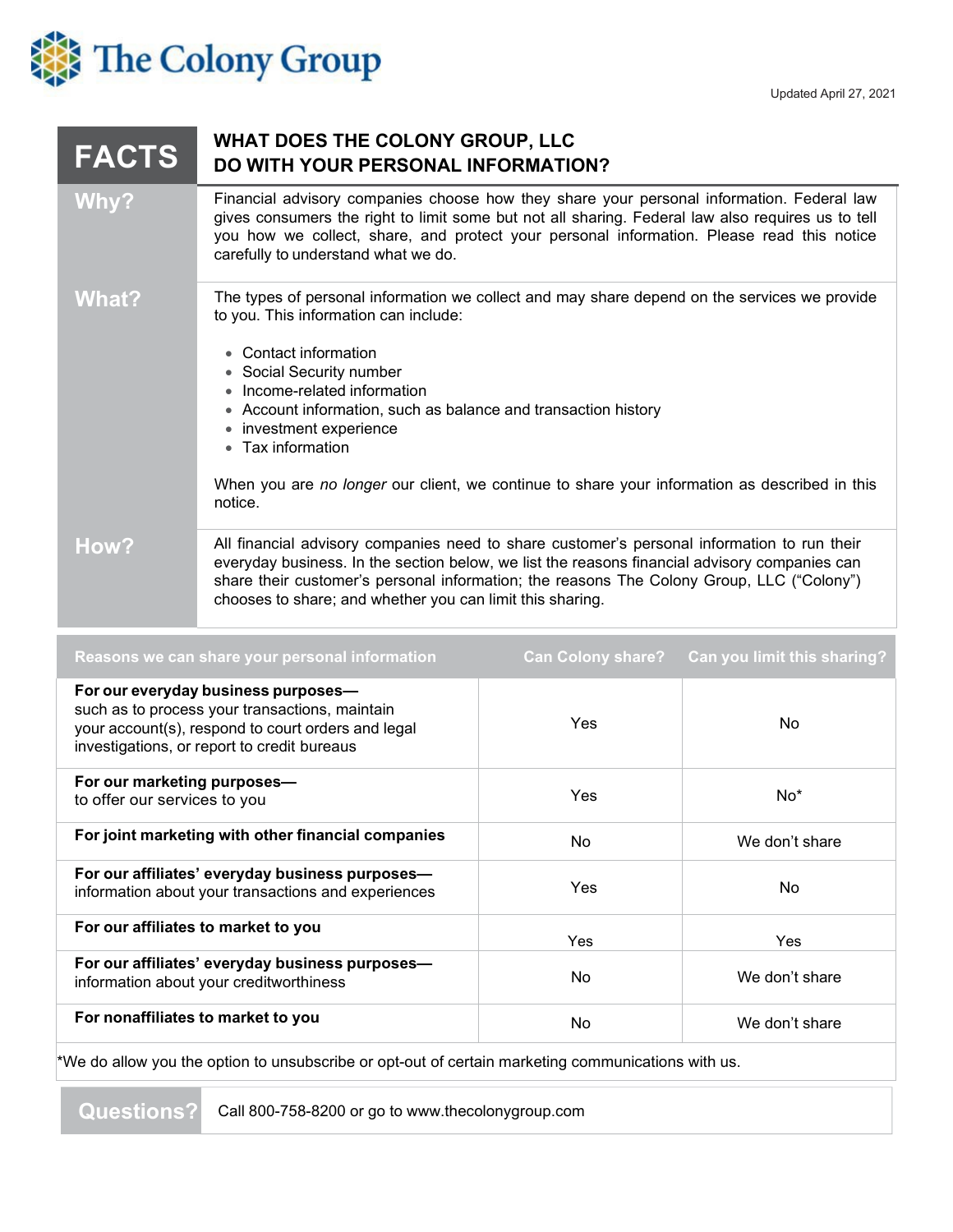The Colony Group

Updated April 27, 2021

| FACTS | WHAT DOES THE COLONY GROUP, LLC DO WITH YOUR PERSONAL INFORMATION? |
|---|---|
| **Why?** | Financial advisory companies choose how they share your personal information. Federal law gives consumers the right to limit some but not all sharing. Federal law also requires us to tell you how we collect, share, and protect your personal information. Please read this notice carefully to understand what we do. |
| **What?** | The types of personal information we collect and may share depend on the services we provide to you. This information can include:<br>• Contact information<br>• Social Security number<br>• Income-related information<br>• Account information, such as balance and transaction history<br>• investment experience<br>• Tax information<br><br>When you are *no longer* our client, we continue to share your information as described in this notice. |
| **How?** | All financial advisory companies need to share customer's personal information to run their everyday business. In the section below, we list the reasons financial advisory companies can share their customer's personal information; the reasons The Colony Group, LLC ("Colony") chooses to share; and whether you can limit this sharing. |

| Reasons we can share your personal information | Can Colony share? | Can you limit this sharing? |
|---|---|---|
| **For our everyday business purposes—** such as to process your transactions, maintain your account(s), respond to court orders and legal investigations, or report to credit bureaus | Yes | No |
| **For our marketing purposes—** to offer our services to you | Yes | No* |
| **For joint marketing with other financial companies** | No | We don't share |
| **For our affiliates' everyday business purposes—** information about your transactions and experiences | Yes | No |
| **For our affiliates to market to you** | Yes | Yes |
| **For our affiliates' everyday business purposes—** information about your creditworthiness | No | We don't share |
| **For nonaffiliates to market to you** | No | We don't share |

*We do allow you the option to unsubscribe or opt-out of certain marketing communications with us.

| Questions? | Call 800-758-8200 or go to www.thecolonygroup.com |
|---|---|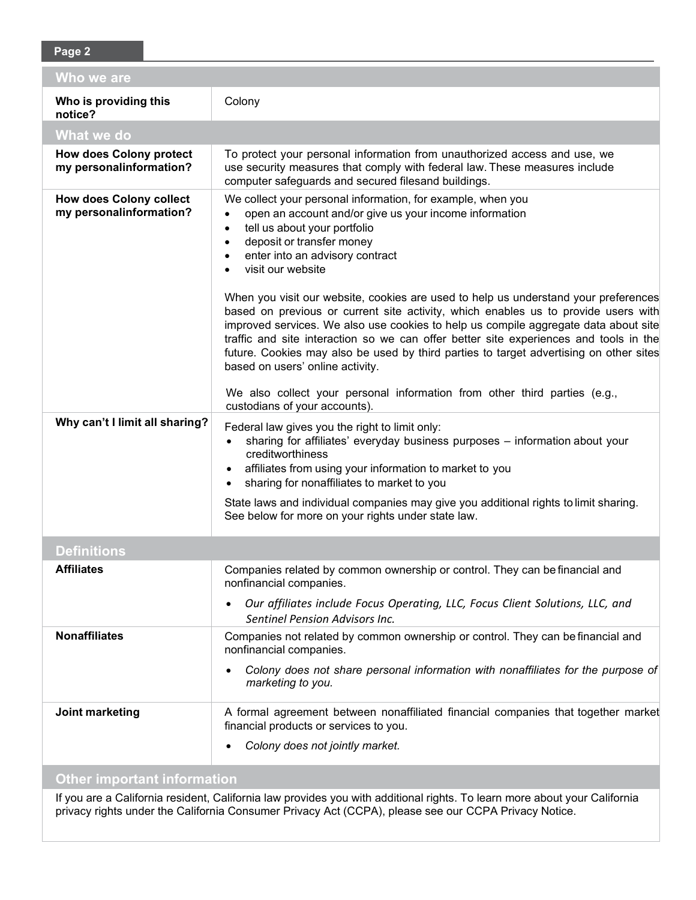| Who we are | |
|---|---|
| **Who is providing this notice?** | Colony |

| What we do | |
|---|---|
| **How does Colony protect my personalinformation?** | To protect your personal information from unauthorized access and use, we use security measures that comply with federal law. These measures include computer safeguards and secured filesand buildings. |
| **How does Colony collect my personalinformation?** | We collect your personal information, for example, when you<br>• open an account and/or give us your income information<br>• tell us about your portfolio<br>• deposit or transfer money<br>• enter into an advisory contract<br>• visit our website<br><br>When you visit our website, cookies are used to help us understand your preferences based on previous or current site activity, which enables us to provide users with improved services. We also use cookies to help us compile aggregate data about site traffic and site interaction so we can offer better site experiences and tools in the future. Cookies may also be used by third parties to target advertising on other sites based on users' online activity.<br><br>We also collect your personal information from other third parties (e.g., custodians of your accounts). |
| **Why can't I limit all sharing?** | Federal law gives you the right to limit only:<br>• sharing for affiliates' everyday business purposes – information about your creditworthiness<br>• affiliates from using your information to market to you<br>• sharing for nonaffiliates to market to you<br><br>State laws and individual companies may give you additional rights to limit sharing. See below for more on your rights under state law. |

| Definitions | |
|---|---|
| **Affiliates** | Companies related by common ownership or control. They can be financial and nonfinancial companies.<br>• *Our affiliates include Focus Operating, LLC, Focus Client Solutions, LLC, and Sentinel Pension Advisors Inc.* |
| **Nonaffiliates** | Companies not related by common ownership or control. They can be financial and nonfinancial companies.<br>• *Colony does not share personal information with nonaffiliates for the purpose of marketing to you.* |
| **Joint marketing** | A formal agreement between nonaffiliated financial companies that together market financial products or services to you.<br>• *Colony does not jointly market.* |

## Other important information

If you are a California resident, California law provides you with additional rights. To learn more about your California privacy rights under the California Consumer Privacy Act (CCPA), please see our CCPA Privacy Notice.